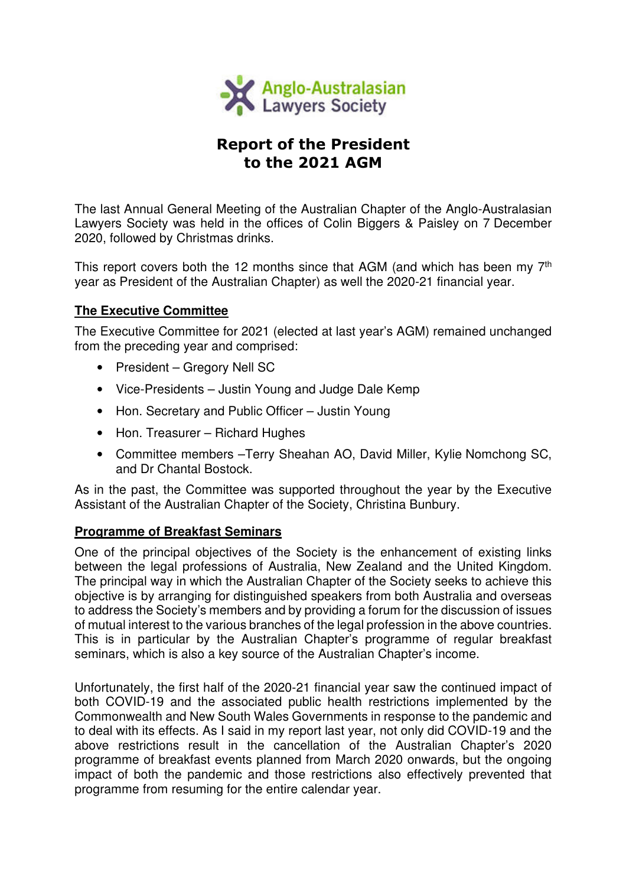Anglo-Australasian Lawyers Society

# Report of the President to the 2021 AGM

The last Annual General Meeting of the Australian Chapter of the Anglo-Australasian Lawyers Society was held in the offices of Colin Biggers & Paisley on 7 December 2020, followed by Christmas drinks.

This report covers both the 12 months since that AGM (and which has been my 7th year as President of the Australian Chapter) as well the 2020-21 financial year.

## The Executive Committee

The Executive Committee for 2021 (elected at last year's AGM) remained unchanged from the preceding year and comprised:

- President – Gregory Nell SC
- Vice-Presidents – Justin Young and Judge Dale Kemp
- Hon. Secretary and Public Officer – Justin Young
- Hon. Treasurer – Richard Hughes
- Committee members –Terry Sheahan AO, David Miller, Kylie Nomchong SC, and Dr Chantal Bostock.

As in the past, the Committee was supported throughout the year by the Executive Assistant of the Australian Chapter of the Society, Christina Bunbury.

## Programme of Breakfast Seminars

One of the principal objectives of the Society is the enhancement of existing links between the legal professions of Australia, New Zealand and the United Kingdom. The principal way in which the Australian Chapter of the Society seeks to achieve this objective is by arranging for distinguished speakers from both Australia and overseas to address the Society's members and by providing a forum for the discussion of issues of mutual interest to the various branches of the legal profession in the above countries. This is in particular by the Australian Chapter's programme of regular breakfast seminars, which is also a key source of the Australian Chapter's income.

Unfortunately, the first half of the 2020-21 financial year saw the continued impact of both COVID-19 and the associated public health restrictions implemented by the Commonwealth and New South Wales Governments in response to the pandemic and to deal with its effects. As I said in my report last year, not only did COVID-19 and the above restrictions result in the cancellation of the Australian Chapter's 2020 programme of breakfast events planned from March 2020 onwards, but the ongoing impact of both the pandemic and those restrictions also effectively prevented that programme from resuming for the entire calendar year.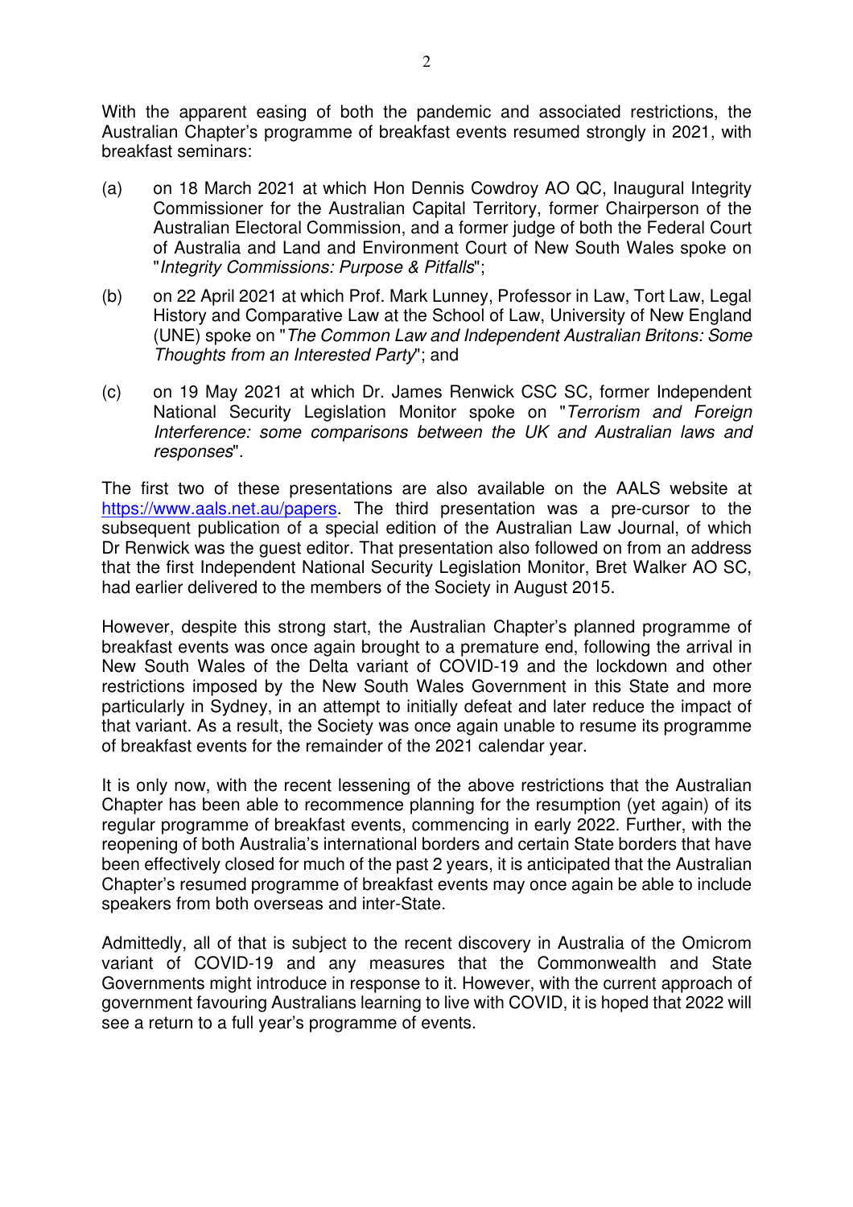With the apparent easing of both the pandemic and associated restrictions, the Australian Chapter's programme of breakfast events resumed strongly in 2021, with breakfast seminars:

(a) on 18 March 2021 at which Hon Dennis Cowdroy AO QC, Inaugural Integrity Commissioner for the Australian Capital Territory, former Chairperson of the Australian Electoral Commission, and a former judge of both the Federal Court of Australia and Land and Environment Court of New South Wales spoke on "*Integrity Commissions: Purpose & Pitfalls*";

(b) on 22 April 2021 at which Prof. Mark Lunney, Professor in Law, Tort Law, Legal History and Comparative Law at the School of Law, University of New England (UNE) spoke on "*The Common Law and Independent Australian Britons: Some Thoughts from an Interested Party*"; and

(c) on 19 May 2021 at which Dr. James Renwick CSC SC, former Independent National Security Legislation Monitor spoke on "*Terrorism and Foreign Interference: some comparisons between the UK and Australian laws and responses*".

The first two of these presentations are also available on the AALS website at https://www.aals.net.au/papers. The third presentation was a pre-cursor to the subsequent publication of a special edition of the Australian Law Journal, of which Dr Renwick was the guest editor. That presentation also followed on from an address that the first Independent National Security Legislation Monitor, Bret Walker AO SC, had earlier delivered to the members of the Society in August 2015.

However, despite this strong start, the Australian Chapter's planned programme of breakfast events was once again brought to a premature end, following the arrival in New South Wales of the Delta variant of COVID-19 and the lockdown and other restrictions imposed by the New South Wales Government in this State and more particularly in Sydney, in an attempt to initially defeat and later reduce the impact of that variant. As a result, the Society was once again unable to resume its programme of breakfast events for the remainder of the 2021 calendar year.

It is only now, with the recent lessening of the above restrictions that the Australian Chapter has been able to recommence planning for the resumption (yet again) of its regular programme of breakfast events, commencing in early 2022. Further, with the reopening of both Australia's international borders and certain State borders that have been effectively closed for much of the past 2 years, it is anticipated that the Australian Chapter's resumed programme of breakfast events may once again be able to include speakers from both overseas and inter-State.

Admittedly, all of that is subject to the recent discovery in Australia of the Omicrom variant of COVID-19 and any measures that the Commonwealth and State Governments might introduce in response to it. However, with the current approach of government favouring Australians learning to live with COVID, it is hoped that 2022 will see a return to a full year's programme of events.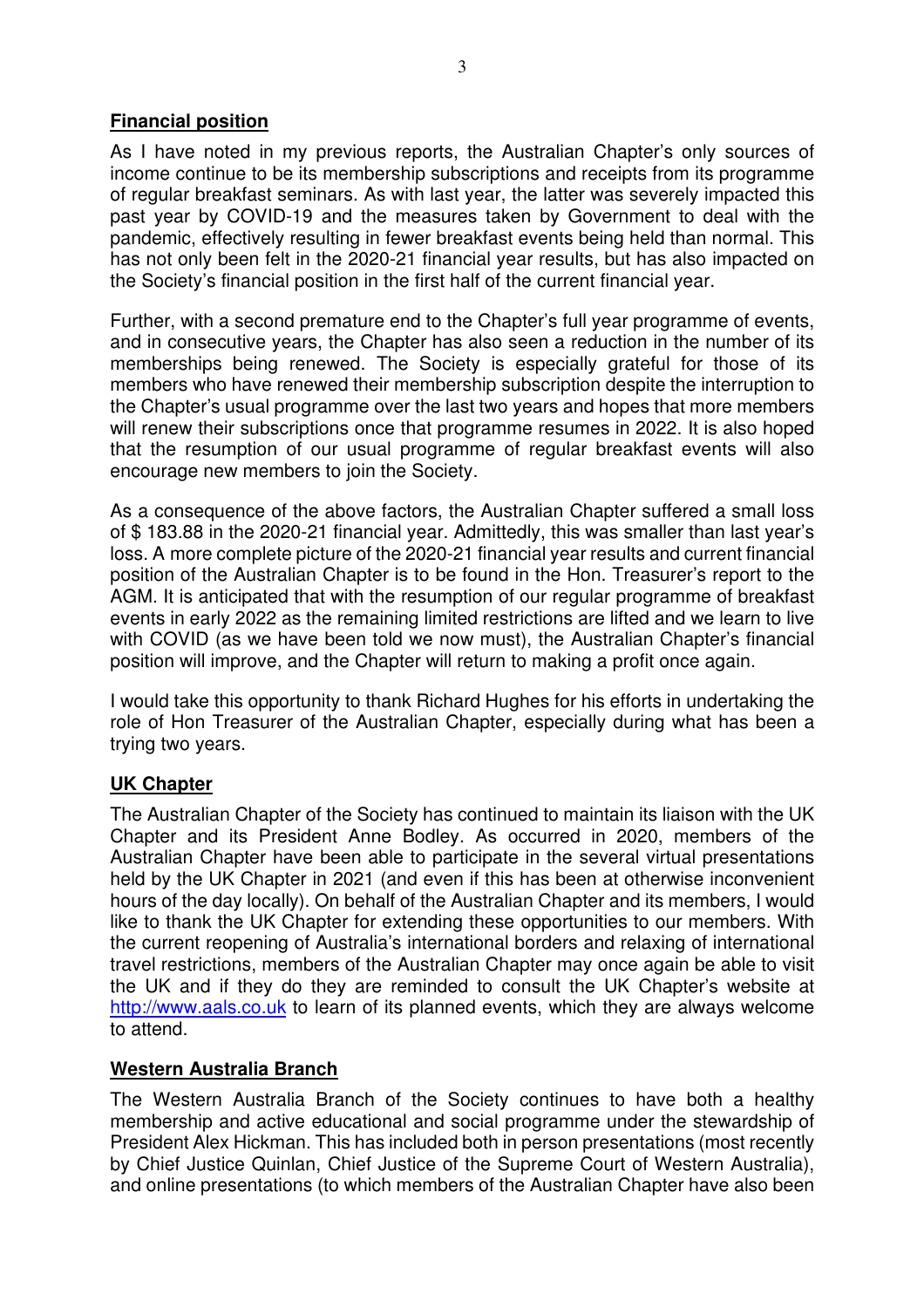## Financial position

As I have noted in my previous reports, the Australian Chapter's only sources of income continue to be its membership subscriptions and receipts from its programme of regular breakfast seminars. As with last year, the latter was severely impacted this past year by COVID-19 and the measures taken by Government to deal with the pandemic, effectively resulting in fewer breakfast events being held than normal. This has not only been felt in the 2020-21 financial year results, but has also impacted on the Society's financial position in the first half of the current financial year.

Further, with a second premature end to the Chapter's full year programme of events, and in consecutive years, the Chapter has also seen a reduction in the number of its memberships being renewed. The Society is especially grateful for those of its members who have renewed their membership subscription despite the interruption to the Chapter's usual programme over the last two years and hopes that more members will renew their subscriptions once that programme resumes in 2022. It is also hoped that the resumption of our usual programme of regular breakfast events will also encourage new members to join the Society.

As a consequence of the above factors, the Australian Chapter suffered a small loss of $ 183.88 in the 2020-21 financial year. Admittedly, this was smaller than last year's loss. A more complete picture of the 2020-21 financial year results and current financial position of the Australian Chapter is to be found in the Hon. Treasurer's report to the AGM. It is anticipated that with the resumption of our regular programme of breakfast events in early 2022 as the remaining limited restrictions are lifted and we learn to live with COVID (as we have been told we now must), the Australian Chapter's financial position will improve, and the Chapter will return to making a profit once again.

I would take this opportunity to thank Richard Hughes for his efforts in undertaking the role of Hon Treasurer of the Australian Chapter, especially during what has been a trying two years.

## UK Chapter

The Australian Chapter of the Society has continued to maintain its liaison with the UK Chapter and its President Anne Bodley. As occurred in 2020, members of the Australian Chapter have been able to participate in the several virtual presentations held by the UK Chapter in 2021 (and even if this has been at otherwise inconvenient hours of the day locally). On behalf of the Australian Chapter and its members, I would like to thank the UK Chapter for extending these opportunities to our members. With the current reopening of Australia's international borders and relaxing of international travel restrictions, members of the Australian Chapter may once again be able to visit the UK and if they do they are reminded to consult the UK Chapter's website at [http://www.aals.co.uk](http://www.aals.co.uk) to learn of its planned events, which they are always welcome to attend.

## Western Australia Branch

The Western Australia Branch of the Society continues to have both a healthy membership and active educational and social programme under the stewardship of President Alex Hickman. This has included both in person presentations (most recently by Chief Justice Quinlan, Chief Justice of the Supreme Court of Western Australia), and online presentations (to which members of the Australian Chapter have also been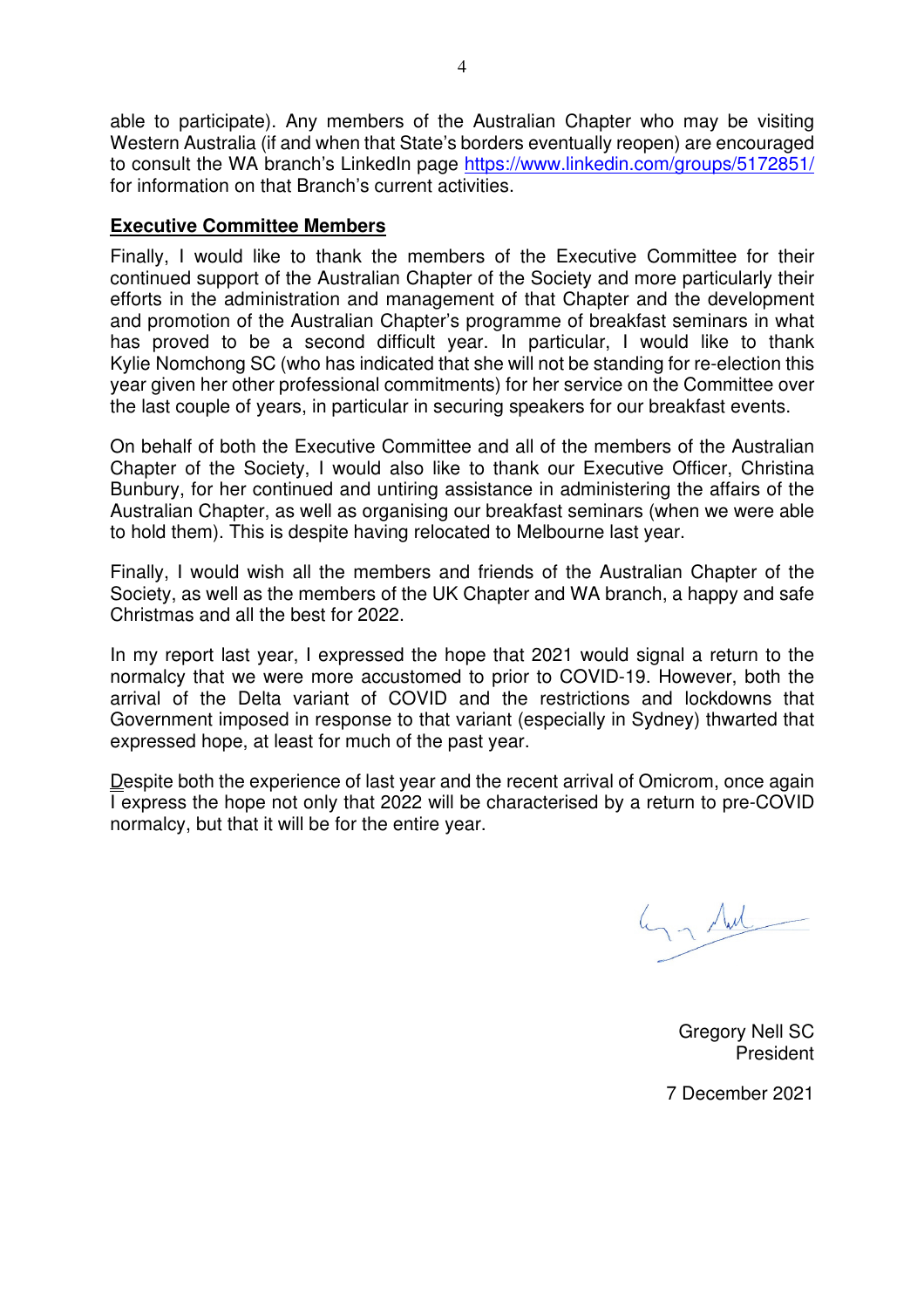able to participate). Any members of the Australian Chapter who may be visiting Western Australia (if and when that State's borders eventually reopen) are encouraged to consult the WA branch's LinkedIn page https://www.linkedin.com/groups/5172851/ for information on that Branch's current activities.

**Executive Committee Members**

Finally, I would like to thank the members of the Executive Committee for their continued support of the Australian Chapter of the Society and more particularly their efforts in the administration and management of that Chapter and the development and promotion of the Australian Chapter's programme of breakfast seminars in what has proved to be a second difficult year. In particular, I would like to thank Kylie Nomchong SC (who has indicated that she will not be standing for re-election this year given her other professional commitments) for her service on the Committee over the last couple of years, in particular in securing speakers for our breakfast events.

On behalf of both the Executive Committee and all of the members of the Australian Chapter of the Society, I would also like to thank our Executive Officer, Christina Bunbury, for her continued and untiring assistance in administering the affairs of the Australian Chapter, as well as organising our breakfast seminars (when we were able to hold them). This is despite having relocated to Melbourne last year.

Finally, I would wish all the members and friends of the Australian Chapter of the Society, as well as the members of the UK Chapter and WA branch, a happy and safe Christmas and all the best for 2022.

In my report last year, I expressed the hope that 2021 would signal a return to the normalcy that we were more accustomed to prior to COVID-19. However, both the arrival of the Delta variant of COVID and the restrictions and lockdowns that Government imposed in response to that variant (especially in Sydney) thwarted that expressed hope, at least for much of the past year.

Despite both the experience of last year and the recent arrival of Omicrom, once again I express the hope not only that 2022 will be characterised by a return to pre-COVID normalcy, but that it will be for the entire year.

Gregory Nell SC
President

7 December 2021